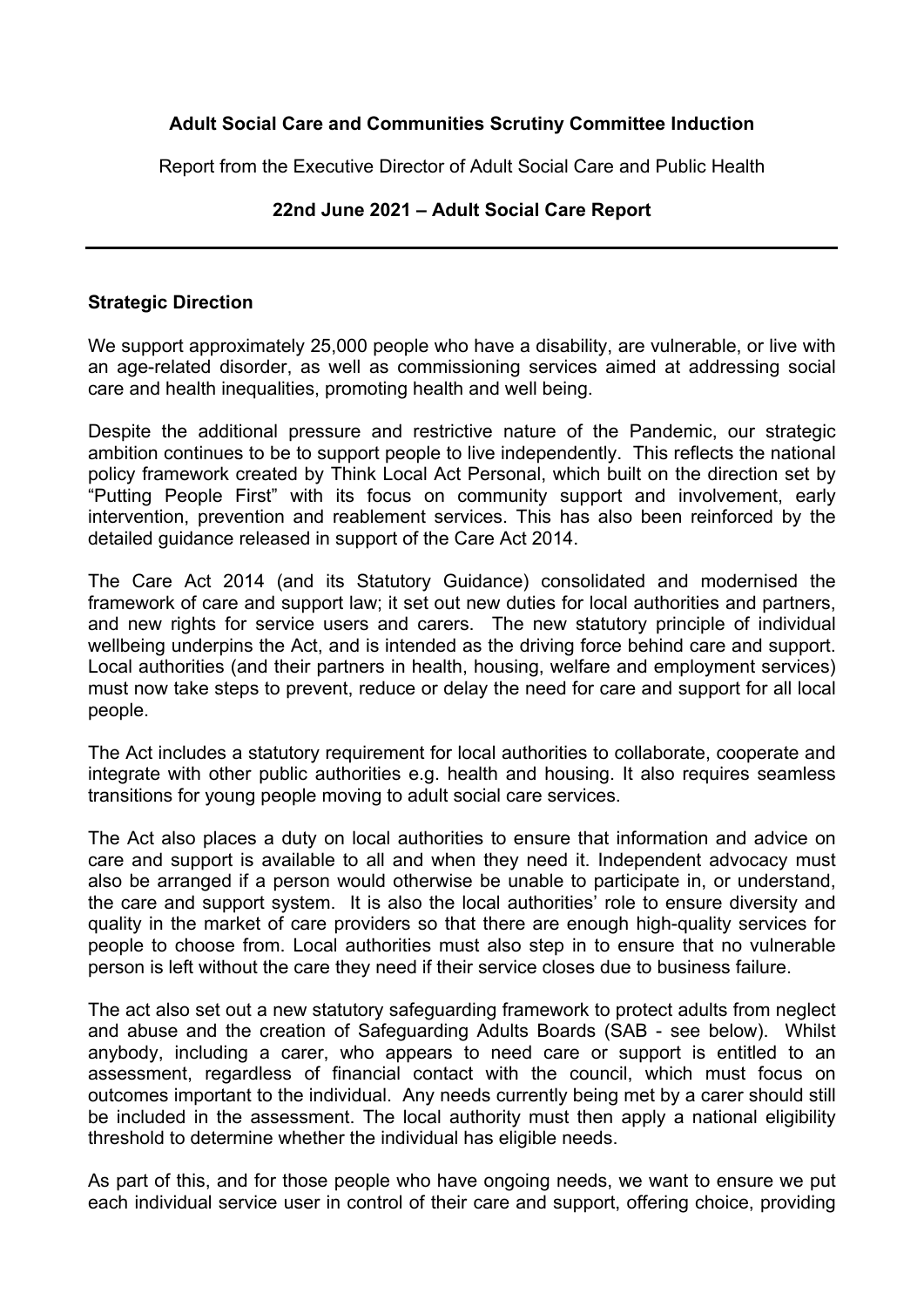**Adult Social Care and Communities Scrutiny Committee Induction**

Report from the Executive Director of Adult Social Care and Public Health

**22nd June 2021 – Adult Social Care Report**

---

**Strategic Direction**

We support approximately 25,000 people who have a disability, are vulnerable, or live with an age-related disorder, as well as commissioning services aimed at addressing social care and health inequalities, promoting health and well being.

Despite the additional pressure and restrictive nature of the Pandemic, our strategic ambition continues to be to support people to live independently. This reflects the national policy framework created by Think Local Act Personal, which built on the direction set by "Putting People First" with its focus on community support and involvement, early intervention, prevention and reablement services. This has also been reinforced by the detailed guidance released in support of the Care Act 2014.

The Care Act 2014 (and its Statutory Guidance) consolidated and modernised the framework of care and support law; it set out new duties for local authorities and partners, and new rights for service users and carers. The new statutory principle of individual wellbeing underpins the Act, and is intended as the driving force behind care and support. Local authorities (and their partners in health, housing, welfare and employment services) must now take steps to prevent, reduce or delay the need for care and support for all local people.

The Act includes a statutory requirement for local authorities to collaborate, cooperate and integrate with other public authorities e.g. health and housing. It also requires seamless transitions for young people moving to adult social care services.

The Act also places a duty on local authorities to ensure that information and advice on care and support is available to all and when they need it. Independent advocacy must also be arranged if a person would otherwise be unable to participate in, or understand, the care and support system. It is also the local authorities' role to ensure diversity and quality in the market of care providers so that there are enough high-quality services for people to choose from. Local authorities must also step in to ensure that no vulnerable person is left without the care they need if their service closes due to business failure.

The act also set out a new statutory safeguarding framework to protect adults from neglect and abuse and the creation of Safeguarding Adults Boards (SAB - see below). Whilst anybody, including a carer, who appears to need care or support is entitled to an assessment, regardless of financial contact with the council, which must focus on outcomes important to the individual. Any needs currently being met by a carer should still be included in the assessment. The local authority must then apply a national eligibility threshold to determine whether the individual has eligible needs.

As part of this, and for those people who have ongoing needs, we want to ensure we put each individual service user in control of their care and support, offering choice, providing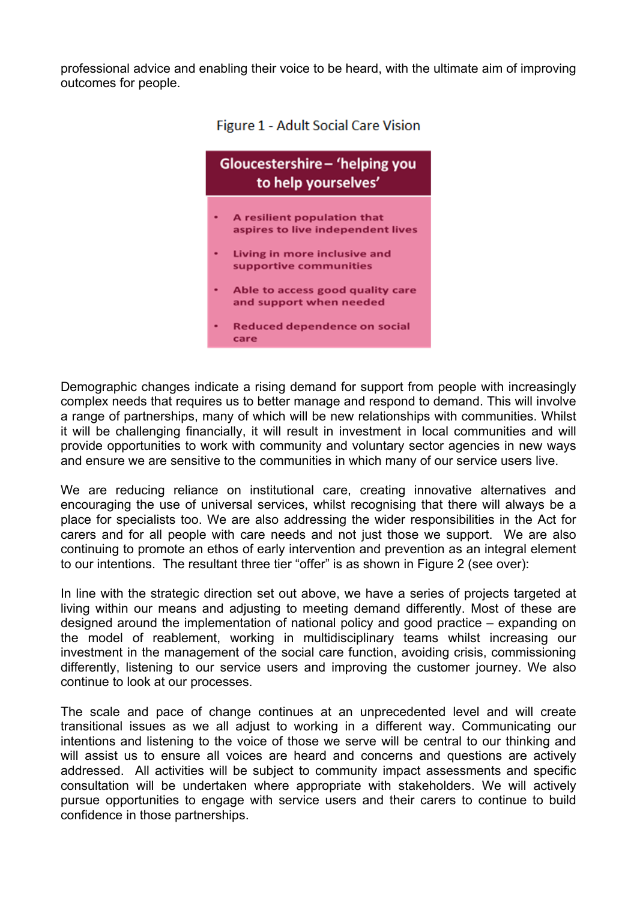professional advice and enabling their voice to be heard, with the ultimate aim of improving outcomes for people.

Figure 1 - Adult Social Care Vision

**Gloucestershire – 'helping you to help yourselves'**

- **A resilient population that aspires to live independent lives**
- **Living in more inclusive and supportive communities**
- **Able to access good quality care and support when needed**
- **Reduced dependence on social care**

Demographic changes indicate a rising demand for support from people with increasingly complex needs that requires us to better manage and respond to demand. This will involve a range of partnerships, many of which will be new relationships with communities. Whilst it will be challenging financially, it will result in investment in local communities and will provide opportunities to work with community and voluntary sector agencies in new ways and ensure we are sensitive to the communities in which many of our service users live.

We are reducing reliance on institutional care, creating innovative alternatives and encouraging the use of universal services, whilst recognising that there will always be a place for specialists too. We are also addressing the wider responsibilities in the Act for carers and for all people with care needs and not just those we support. We are also continuing to promote an ethos of early intervention and prevention as an integral element to our intentions. The resultant three tier "offer" is as shown in Figure 2 (see over):

In line with the strategic direction set out above, we have a series of projects targeted at living within our means and adjusting to meeting demand differently. Most of these are designed around the implementation of national policy and good practice – expanding on the model of reablement, working in multidisciplinary teams whilst increasing our investment in the management of the social care function, avoiding crisis, commissioning differently, listening to our service users and improving the customer journey. We also continue to look at our processes.

The scale and pace of change continues at an unprecedented level and will create transitional issues as we all adjust to working in a different way. Communicating our intentions and listening to the voice of those we serve will be central to our thinking and will assist us to ensure all voices are heard and concerns and questions are actively addressed. All activities will be subject to community impact assessments and specific consultation will be undertaken where appropriate with stakeholders. We will actively pursue opportunities to engage with service users and their carers to continue to build confidence in those partnerships.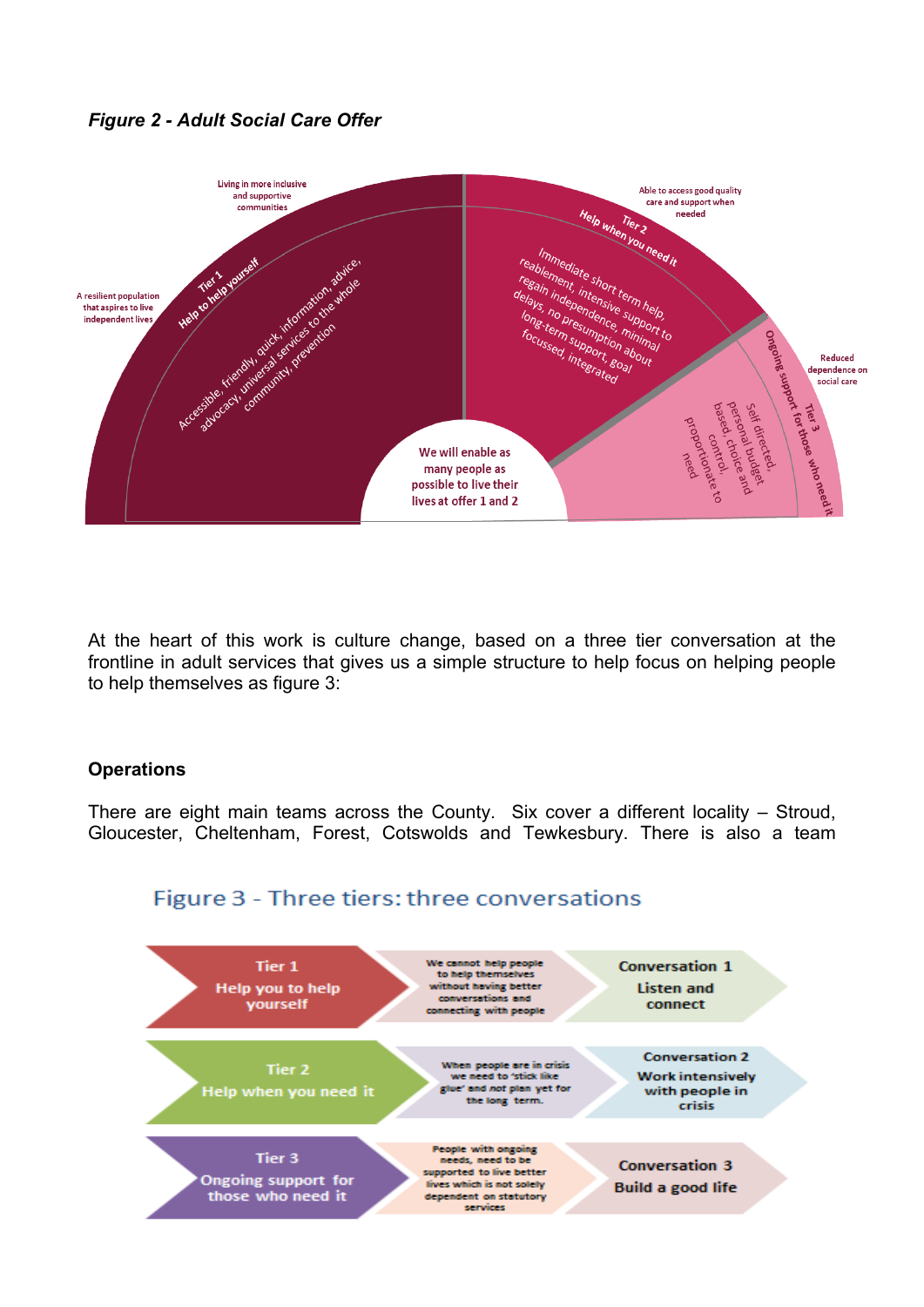***Figure 2 - Adult Social Care Offer***

Living in more inclusive and supportive communities

A resilient population that aspires to live independent lives

Tier 1 Help to help yourself

Accessible, friendly, quick, information, advice, advocacy, universal services to the whole community, prevention

Able to access good quality care and support when needed

Tier 2 Help when you need it

Immediate short term help, reablement, intensive support to regain independence, minimal delays, no presumption about long-term support, goal focussed, integrated

Reduced dependence on social care

Tier 3 Ongoing support for those who need it

Self directed, personal budget based, choice and control, proportionate to need

We will enable as many people as possible to live their lives at offer 1 and 2

At the heart of this work is culture change, based on a three tier conversation at the frontline in adult services that gives us a simple structure to help focus on helping people to help themselves as figure 3:

**Operations**

There are eight main teams across the County. Six cover a different locality – Stroud, Gloucester, Cheltenham, Forest, Cotswolds and Tewkesbury. There is also a team

## Figure 3 - Three tiers: three conversations

| Tier | | Conversation |
|---|---|---|
| **Tier 1** Help you to help yourself | We cannot help people to help themselves without having better conversations and connecting with people | **Conversation 1** Listen and connect |
| **Tier 2** Help when you need it | When people are in crisis we need to 'stick like glue' and not plan yet for the long term. | **Conversation 2** Work intensively with people in crisis |
| **Tier 3** Ongoing support for those who need it | People with ongoing needs, need to be supported to live better lives which is not solely dependent on statutory services | **Conversation 3** Build a good life |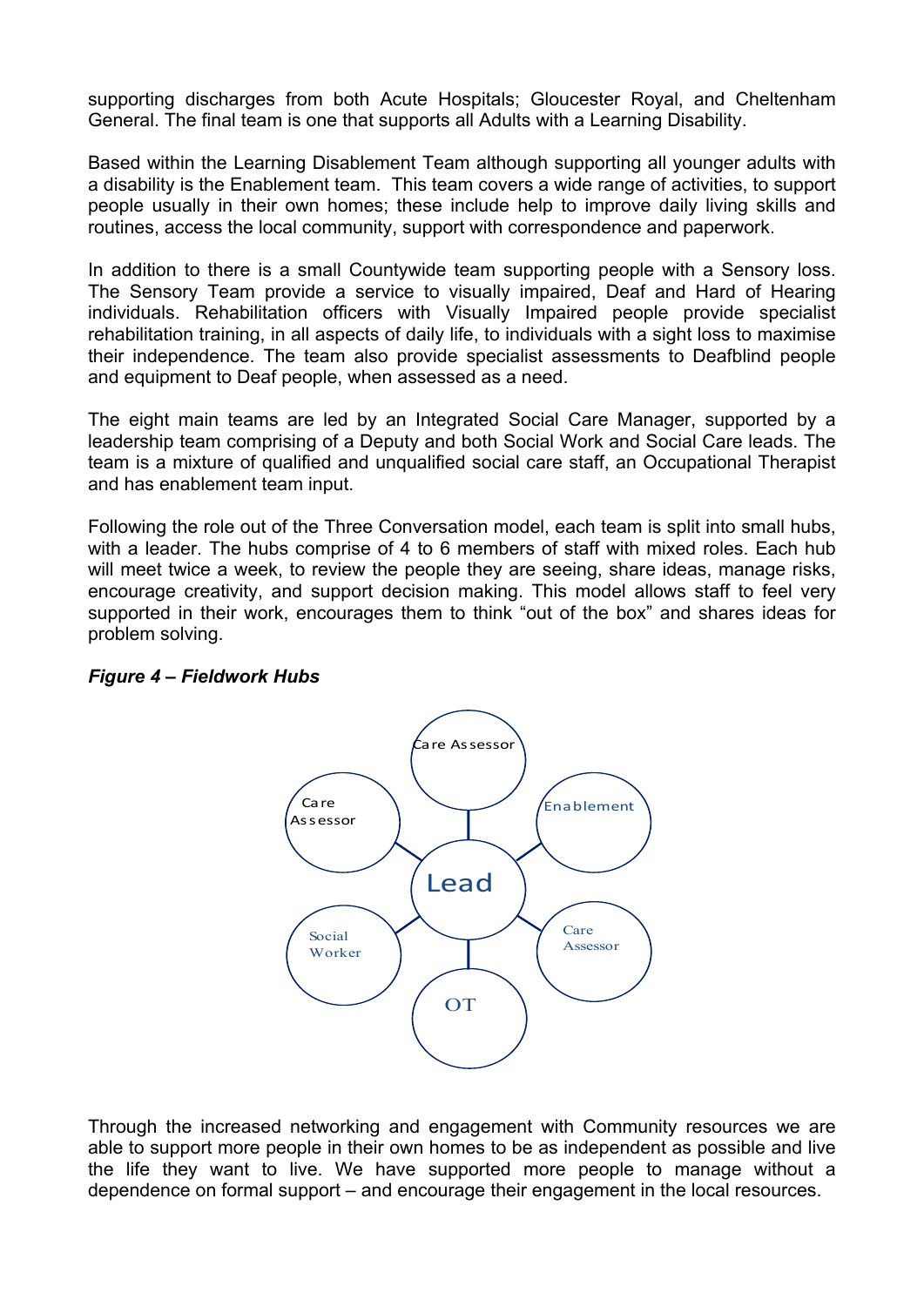supporting discharges from both Acute Hospitals; Gloucester Royal, and Cheltenham General. The final team is one that supports all Adults with a Learning Disability.

Based within the Learning Disablement Team although supporting all younger adults with a disability is the Enablement team. This team covers a wide range of activities, to support people usually in their own homes; these include help to improve daily living skills and routines, access the local community, support with correspondence and paperwork.

In addition to there is a small Countywide team supporting people with a Sensory loss. The Sensory Team provide a service to visually impaired, Deaf and Hard of Hearing individuals. Rehabilitation officers with Visually Impaired people provide specialist rehabilitation training, in all aspects of daily life, to individuals with a sight loss to maximise their independence. The team also provide specialist assessments to Deafblind people and equipment to Deaf people, when assessed as a need.

The eight main teams are led by an Integrated Social Care Manager, supported by a leadership team comprising of a Deputy and both Social Work and Social Care leads. The team is a mixture of qualified and unqualified social care staff, an Occupational Therapist and has enablement team input.

Following the role out of the Three Conversation model, each team is split into small hubs, with a leader. The hubs comprise of 4 to 6 members of staff with mixed roles. Each hub will meet twice a week, to review the people they are seeing, share ideas, manage risks, encourage creativity, and support decision making. This model allows staff to feel very supported in their work, encourages them to think "out of the box" and shares ideas for problem solving.

***Figure 4 – Fieldwork Hubs***

Lead – Care Assessor, Enablement, Care Assessor, OT, Social Worker, Care Assessor

Through the increased networking and engagement with Community resources we are able to support more people in their own homes to be as independent as possible and live the life they want to live. We have supported more people to manage without a dependence on formal support – and encourage their engagement in the local resources.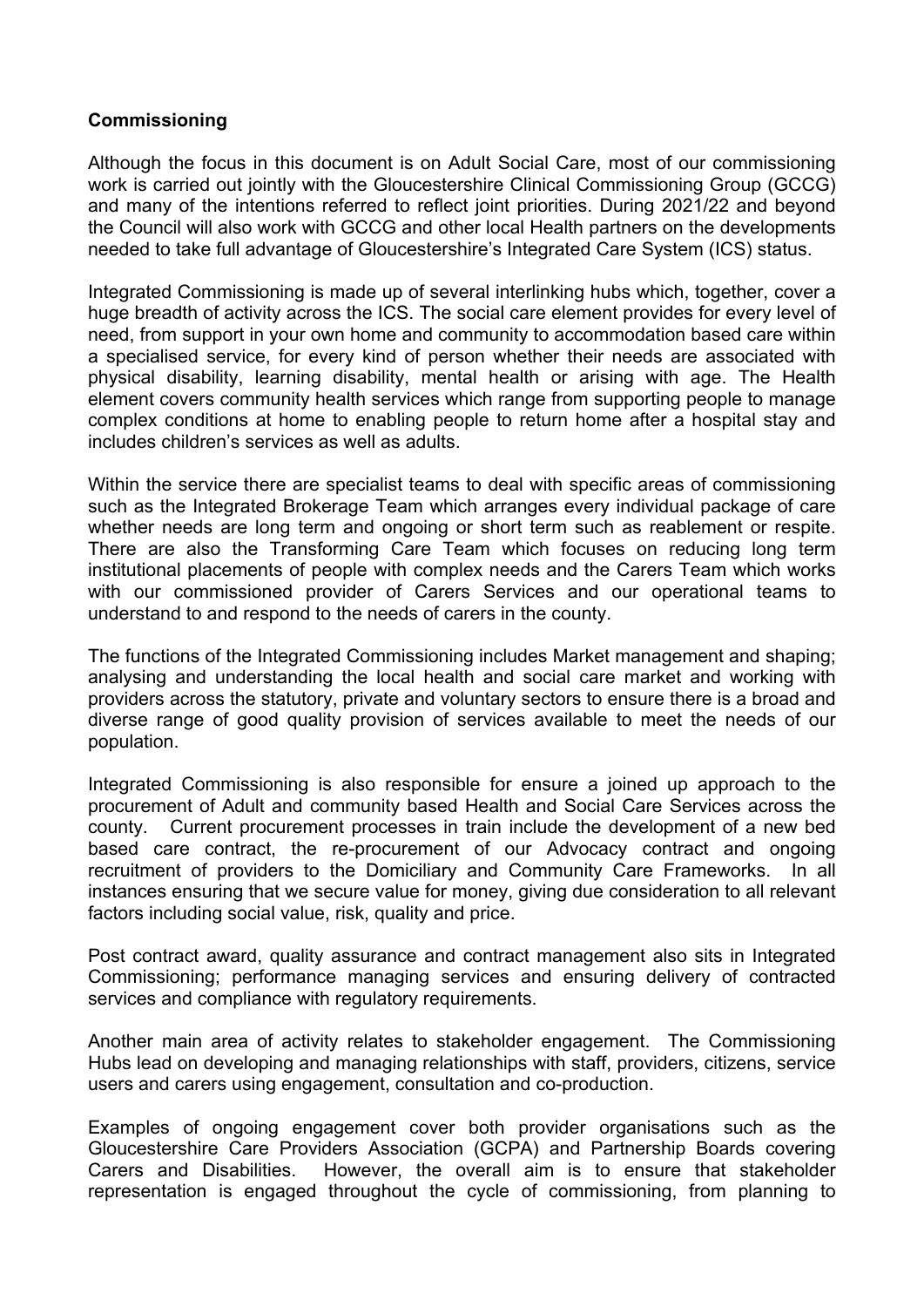**Commissioning**

Although the focus in this document is on Adult Social Care, most of our commissioning work is carried out jointly with the Gloucestershire Clinical Commissioning Group (GCCG) and many of the intentions referred to reflect joint priorities. During 2021/22 and beyond the Council will also work with GCCG and other local Health partners on the developments needed to take full advantage of Gloucestershire's Integrated Care System (ICS) status.

Integrated Commissioning is made up of several interlinking hubs which, together, cover a huge breadth of activity across the ICS. The social care element provides for every level of need, from support in your own home and community to accommodation based care within a specialised service, for every kind of person whether their needs are associated with physical disability, learning disability, mental health or arising with age. The Health element covers community health services which range from supporting people to manage complex conditions at home to enabling people to return home after a hospital stay and includes children's services as well as adults.

Within the service there are specialist teams to deal with specific areas of commissioning such as the Integrated Brokerage Team which arranges every individual package of care whether needs are long term and ongoing or short term such as reablement or respite. There are also the Transforming Care Team which focuses on reducing long term institutional placements of people with complex needs and the Carers Team which works with our commissioned provider of Carers Services and our operational teams to understand to and respond to the needs of carers in the county.

The functions of the Integrated Commissioning includes Market management and shaping; analysing and understanding the local health and social care market and working with providers across the statutory, private and voluntary sectors to ensure there is a broad and diverse range of good quality provision of services available to meet the needs of our population.

Integrated Commissioning is also responsible for ensure a joined up approach to the procurement of Adult and community based Health and Social Care Services across the county. Current procurement processes in train include the development of a new bed based care contract, the re-procurement of our Advocacy contract and ongoing recruitment of providers to the Domiciliary and Community Care Frameworks. In all instances ensuring that we secure value for money, giving due consideration to all relevant factors including social value, risk, quality and price.

Post contract award, quality assurance and contract management also sits in Integrated Commissioning; performance managing services and ensuring delivery of contracted services and compliance with regulatory requirements.

Another main area of activity relates to stakeholder engagement. The Commissioning Hubs lead on developing and managing relationships with staff, providers, citizens, service users and carers using engagement, consultation and co-production.

Examples of ongoing engagement cover both provider organisations such as the Gloucestershire Care Providers Association (GCPA) and Partnership Boards covering Carers and Disabilities. However, the overall aim is to ensure that stakeholder representation is engaged throughout the cycle of commissioning, from planning to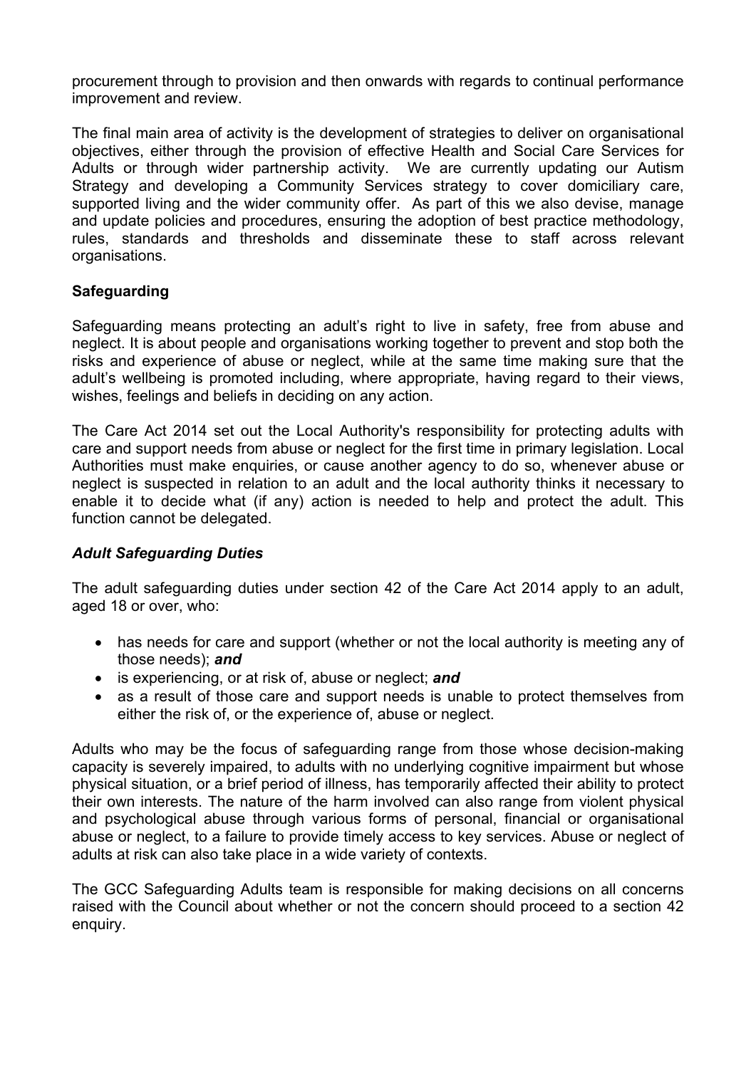procurement through to provision and then onwards with regards to continual performance improvement and review.

The final main area of activity is the development of strategies to deliver on organisational objectives, either through the provision of effective Health and Social Care Services for Adults or through wider partnership activity. We are currently updating our Autism Strategy and developing a Community Services strategy to cover domiciliary care, supported living and the wider community offer. As part of this we also devise, manage and update policies and procedures, ensuring the adoption of best practice methodology, rules, standards and thresholds and disseminate these to staff across relevant organisations.

**Safeguarding**

Safeguarding means protecting an adult's right to live in safety, free from abuse and neglect. It is about people and organisations working together to prevent and stop both the risks and experience of abuse or neglect, while at the same time making sure that the adult's wellbeing is promoted including, where appropriate, having regard to their views, wishes, feelings and beliefs in deciding on any action.

The Care Act 2014 set out the Local Authority's responsibility for protecting adults with care and support needs from abuse or neglect for the first time in primary legislation. Local Authorities must make enquiries, or cause another agency to do so, whenever abuse or neglect is suspected in relation to an adult and the local authority thinks it necessary to enable it to decide what (if any) action is needed to help and protect the adult. This function cannot be delegated.

***Adult Safeguarding Duties***

The adult safeguarding duties under section 42 of the Care Act 2014 apply to an adult, aged 18 or over, who:

- has needs for care and support (whether or not the local authority is meeting any of those needs); ***and***
- is experiencing, or at risk of, abuse or neglect; ***and***
- as a result of those care and support needs is unable to protect themselves from either the risk of, or the experience of, abuse or neglect.

Adults who may be the focus of safeguarding range from those whose decision-making capacity is severely impaired, to adults with no underlying cognitive impairment but whose physical situation, or a brief period of illness, has temporarily affected their ability to protect their own interests. The nature of the harm involved can also range from violent physical and psychological abuse through various forms of personal, financial or organisational abuse or neglect, to a failure to provide timely access to key services. Abuse or neglect of adults at risk can also take place in a wide variety of contexts.

The GCC Safeguarding Adults team is responsible for making decisions on all concerns raised with the Council about whether or not the concern should proceed to a section 42 enquiry.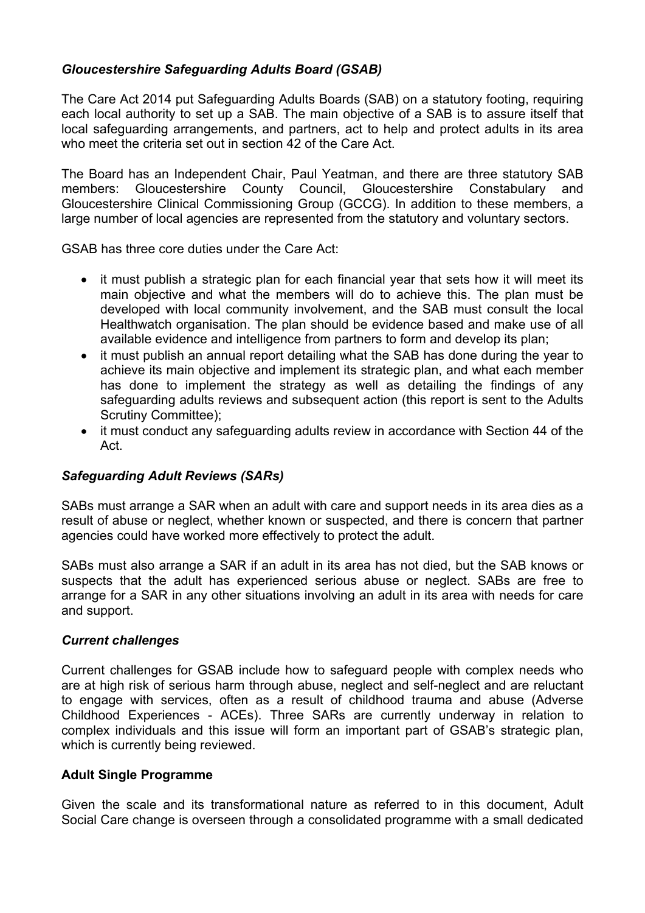### *Gloucestershire Safeguarding Adults Board (GSAB)*

The Care Act 2014 put Safeguarding Adults Boards (SAB) on a statutory footing, requiring each local authority to set up a SAB. The main objective of a SAB is to assure itself that local safeguarding arrangements, and partners, act to help and protect adults in its area who meet the criteria set out in section 42 of the Care Act.

The Board has an Independent Chair, Paul Yeatman, and there are three statutory SAB members: Gloucestershire County Council, Gloucestershire Constabulary and Gloucestershire Clinical Commissioning Group (GCCG). In addition to these members, a large number of local agencies are represented from the statutory and voluntary sectors.

GSAB has three core duties under the Care Act:

- it must publish a strategic plan for each financial year that sets how it will meet its main objective and what the members will do to achieve this. The plan must be developed with local community involvement, and the SAB must consult the local Healthwatch organisation. The plan should be evidence based and make use of all available evidence and intelligence from partners to form and develop its plan;
- it must publish an annual report detailing what the SAB has done during the year to achieve its main objective and implement its strategic plan, and what each member has done to implement the strategy as well as detailing the findings of any safeguarding adults reviews and subsequent action (this report is sent to the Adults Scrutiny Committee);
- it must conduct any safeguarding adults review in accordance with Section 44 of the Act.

### *Safeguarding Adult Reviews (SARs)*

SABs must arrange a SAR when an adult with care and support needs in its area dies as a result of abuse or neglect, whether known or suspected, and there is concern that partner agencies could have worked more effectively to protect the adult.

SABs must also arrange a SAR if an adult in its area has not died, but the SAB knows or suspects that the adult has experienced serious abuse or neglect. SABs are free to arrange for a SAR in any other situations involving an adult in its area with needs for care and support.

### *Current challenges*

Current challenges for GSAB include how to safeguard people with complex needs who are at high risk of serious harm through abuse, neglect and self-neglect and are reluctant to engage with services, often as a result of childhood trauma and abuse (Adverse Childhood Experiences - ACEs). Three SARs are currently underway in relation to complex individuals and this issue will form an important part of GSAB's strategic plan, which is currently being reviewed.

### **Adult Single Programme**

Given the scale and its transformational nature as referred to in this document, Adult Social Care change is overseen through a consolidated programme with a small dedicated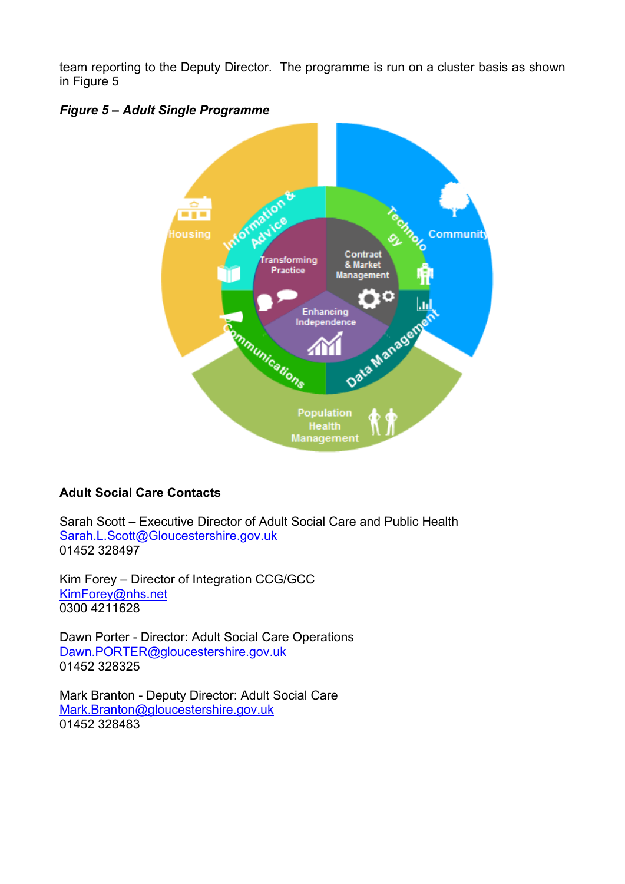team reporting to the Deputy Director. The programme is run on a cluster basis as shown in Figure 5

***Figure 5 – Adult Single Programme***

Housing
Information & Advice
Transforming Practice
Contract & Market Management
Technology
Community
Enhancing Independence
Communications
Data Management
Population Health Management

**Adult Social Care Contacts**

Sarah Scott – Executive Director of Adult Social Care and Public Health
Sarah.L.Scott@Gloucestershire.gov.uk
01452 328497

Kim Forey – Director of Integration CCG/GCC
KimForey@nhs.net
0300 4211628

Dawn Porter - Director: Adult Social Care Operations
Dawn.PORTER@gloucestershire.gov.uk
01452 328325

Mark Branton - Deputy Director: Adult Social Care
Mark.Branton@gloucestershire.gov.uk
01452 328483